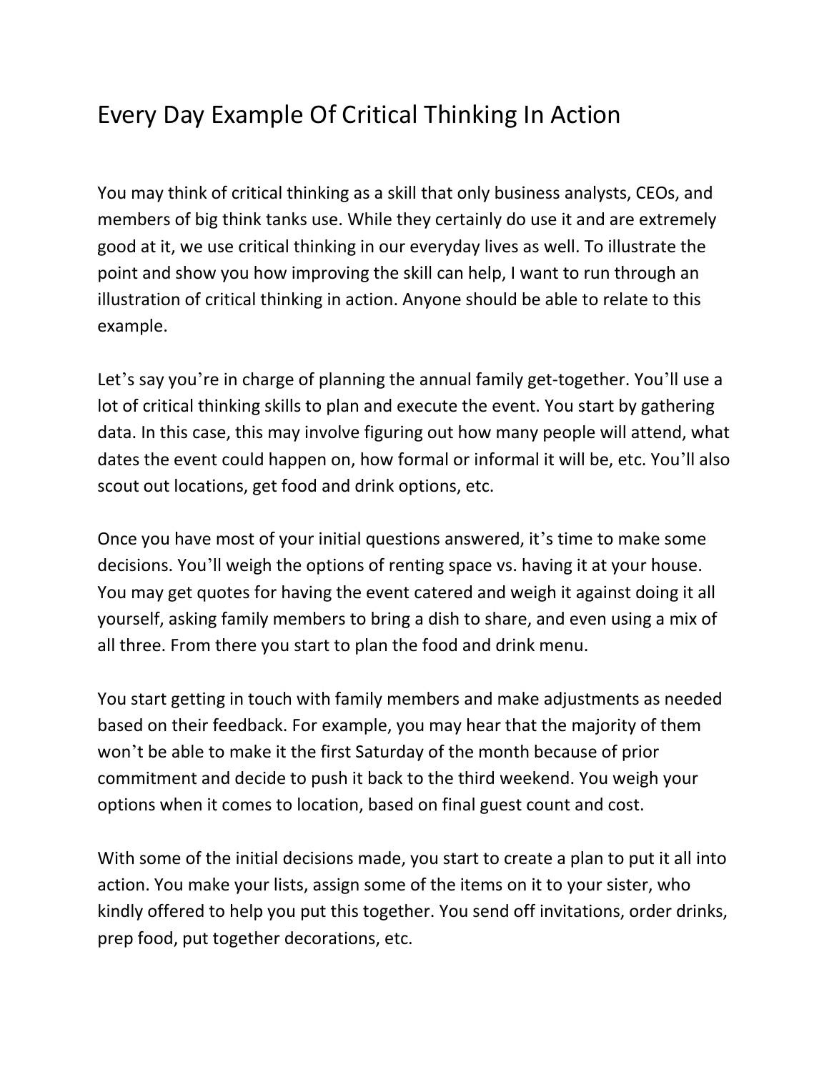# Every Day Example Of Critical Thinking In Action

You may think of critical thinking as a skill that only business analysts, CEOs, and members of big think tanks use. While they certainly do use it and are extremely good at it, we use critical thinking in our everyday lives as well. To illustrate the point and show you how improving the skill can help, I want to run through an illustration of critical thinking in action. Anyone should be able to relate to this example.

Let's say you're in charge of planning the annual family get-together. You'll use a lot of critical thinking skills to plan and execute the event. You start by gathering data. In this case, this may involve figuring out how many people will attend, what dates the event could happen on, how formal or informal it will be, etc. You'll also scout out locations, get food and drink options, etc.

Once you have most of your initial questions answered, it's time to make some decisions. You'll weigh the options of renting space vs. having it at your house. You may get quotes for having the event catered and weigh it against doing it all yourself, asking family members to bring a dish to share, and even using a mix of all three. From there you start to plan the food and drink menu.

You start getting in touch with family members and make adjustments as needed based on their feedback. For example, you may hear that the majority of them won't be able to make it the first Saturday of the month because of prior commitment and decide to push it back to the third weekend. You weigh your options when it comes to location, based on final guest count and cost.

With some of the initial decisions made, you start to create a plan to put it all into action. You make your lists, assign some of the items on it to your sister, who kindly offered to help you put this together. You send off invitations, order drinks, prep food, put together decorations, etc.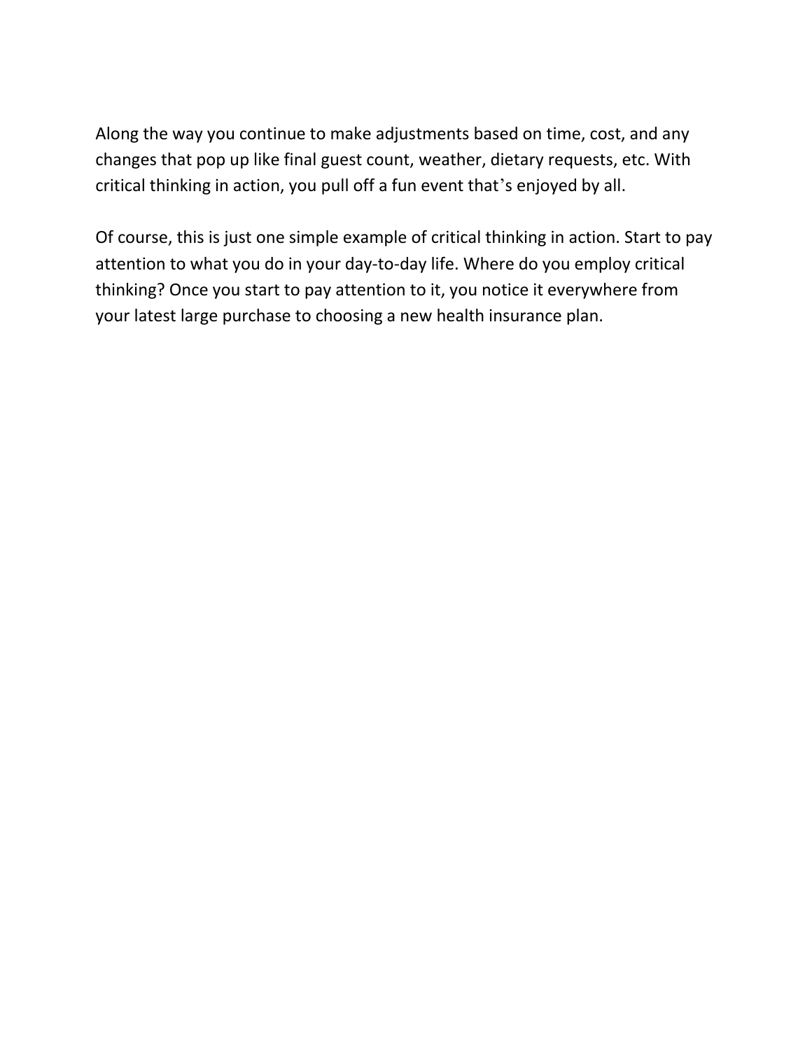Along the way you continue to make adjustments based on time, cost, and any changes that pop up like final guest count, weather, dietary requests, etc. With critical thinking in action, you pull off a fun event that's enjoyed by all.

Of course, this is just one simple example of critical thinking in action. Start to pay attention to what you do in your day-to-day life. Where do you employ critical thinking? Once you start to pay attention to it, you notice it everywhere from your latest large purchase to choosing a new health insurance plan.